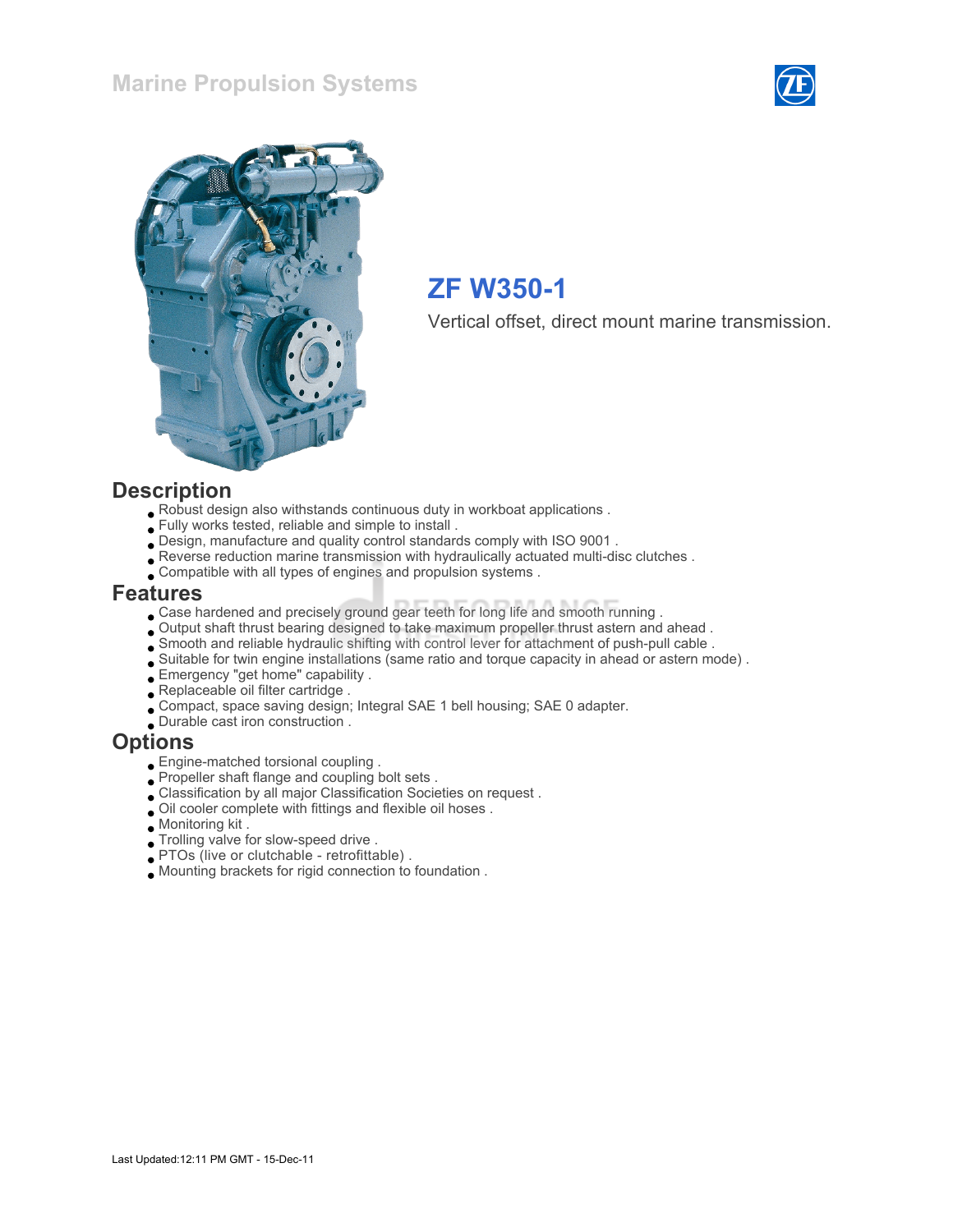Marine Propulsion Systems

# ZF W350-1

Vertical offset, direct mount marine transmission.

## Description

- Robust design also withstands continuous duty in workboat applications .
- Fully works tested, reliable and simple to install .
- Design, manufacture and quality control standards comply with ISO 9001 .
- Reverse reduction marine transmission with hydraulically actuated multi-disc clutches .
- Compatible with all types of engines and propulsion systems .

## Features

- Case hardened and precisely ground gear teeth for long life and smooth running .
- Output shaft thrust bearing designed to take maximum propeller thrust astern and ahead .
- Smooth and reliable hydraulic shifting with control lever for attachment of push-pull cable .
- Suitable for twin engine installations (same ratio and torque capacity in ahead or astern mode) .
- Emergency "get home" capability .
- Replaceable oil filter cartridge .
- Compact, space saving design; Integral SAE 1 bell housing; SAE 0 adapter.
- Durable cast iron construction .

## Options

- Engine-matched torsional coupling .
- Propeller shaft flange and coupling bolt sets .
- Classification by all major Classification Societies on request .
- Oil cooler complete with fittings and flexible oil hoses .
- Monitoring kit .
- Trolling valve for slow-speed drive .
- PTOs (live or clutchable - retrofittable) .
- Mounting brackets for rigid connection to foundation .

Last Updated:12:11 PM GMT - 15-Dec-11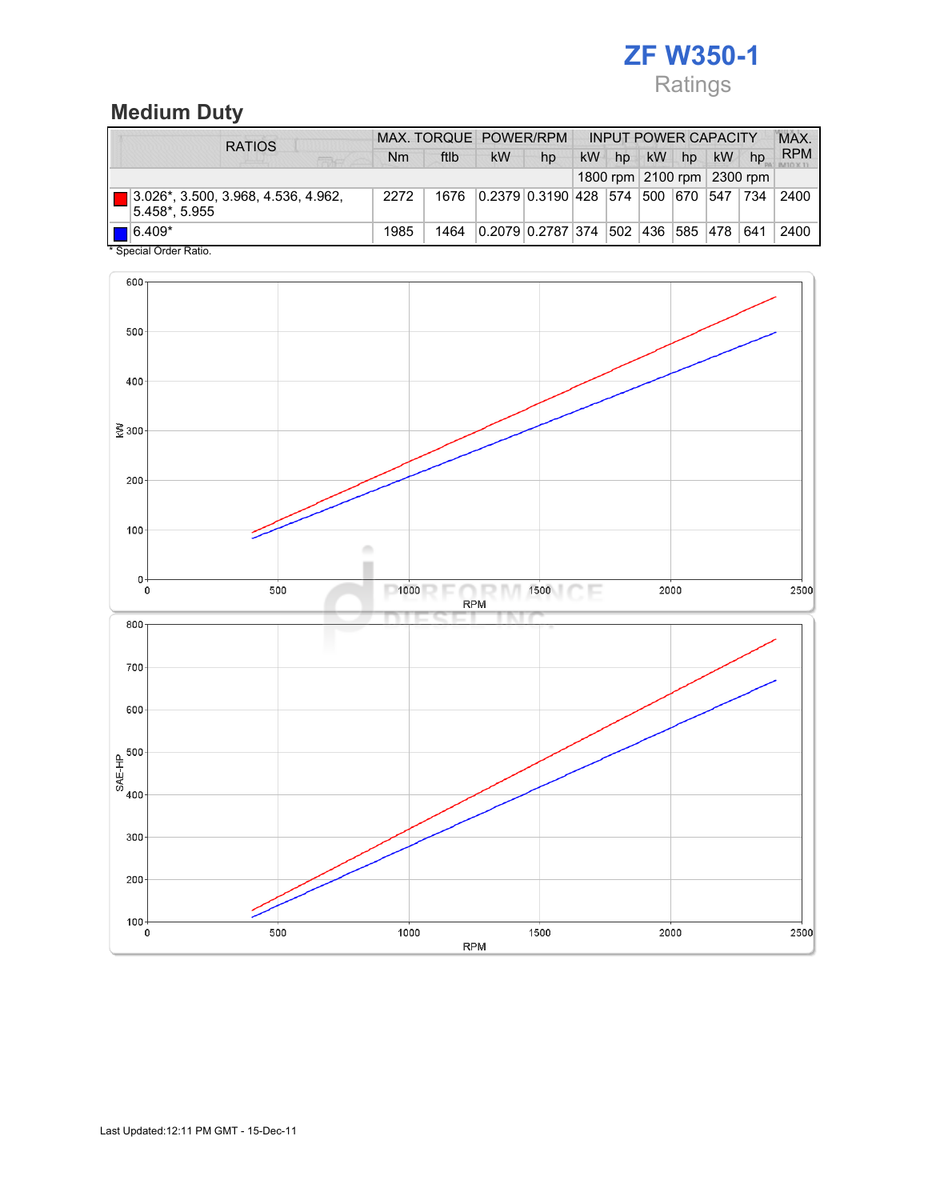# ZF W350-1

Ratings

## Medium Duty

| RATIOS | MAX. TORQUE | | POWER/RPM | | INPUT POWER CAPACITY | | | | | | MAX. RPM |
|---|---|---|---|---|---|---|---|---|---|---|---|
| | Nm | ftlb | kW | hp | kW | hp | kW | hp | kW | hp | |
| | | | | | 1800 rpm | | 2100 rpm | | 2300 rpm | | |
| 3.026*, 3.500, 3.968, 4.536, 4.962, 5.458*, 5.955 | 2272 | 1676 | 0.2379 | 0.3190 | 428 | 574 | 500 | 670 | 547 | 734 | 2400 |
| 6.409* | 1985 | 1464 | 0.2079 | 0.2787 | 374 | 502 | 436 | 585 | 478 | 641 | 2400 |

\* Special Order Ratio.

Last Updated:12:11 PM GMT - 15-Dec-11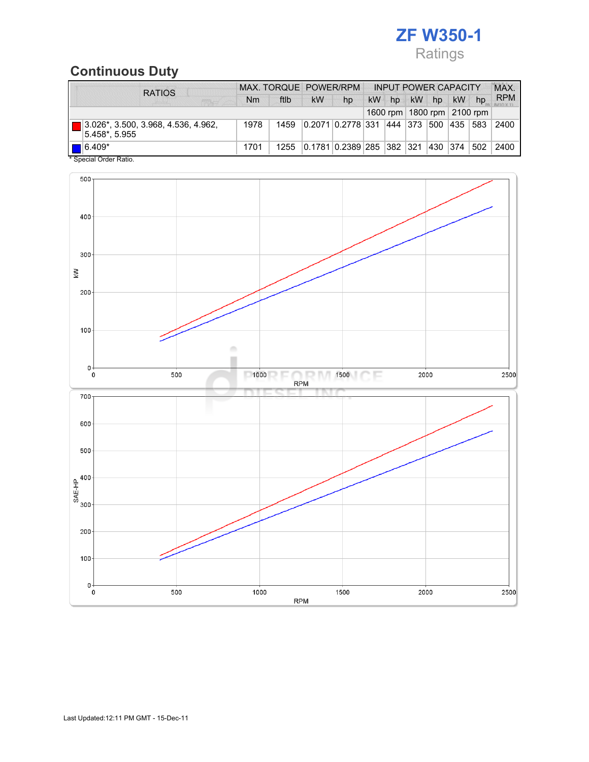# ZF W350-1

Ratings

## Continuous Duty

| RATIOS | MAX. TORQUE | | POWER/RPM | | INPUT POWER CAPACITY | | | | | | MAX. RPM |
|---|---|---|---|---|---|---|---|---|---|---|---|
| | Nm | ftlb | kW | hp | kW | hp | kW | hp | kW | hp | |
| | | | | | 1600 rpm | | 1800 rpm | | 2100 rpm | | |
| 3.026*, 3.500, 3.968, 4.536, 4.962, 5.458*, 5.955 | 1978 | 1459 | 0.2071 | 0.2778 | 331 | 444 | 373 | 500 | 435 | 583 | 2400 |
| 6.409* | 1701 | 1255 | 0.1781 | 0.2389 | 285 | 382 | 321 | 430 | 374 | 502 | 2400 |

* Special Order Ratio.

Last Updated:12:11 PM GMT - 15-Dec-11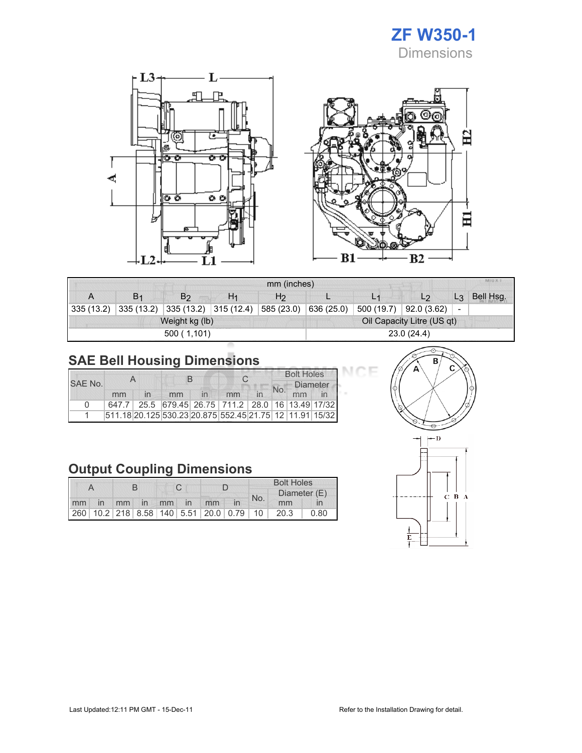# ZF W350-1

## Dimensions

| mm (inches) | | | | | | | | | |
|---|---|---|---|---|---|---|---|---|---|
| A | $B_1$ | $B_2$ | $H_1$ | $H_2$ | L | $L_1$ | $L_2$ | $L_3$ | Bell Hsg. |
| 335 (13.2) | 335 (13.2) | 335 (13.2) | 315 (12.4) | 585 (23.0) | 636 (25.0) | 500 (19.7) | 92.0 (3.62) | - | |
| Weight kg (lb) | | | | | Oil Capacity Litre (US qt) | | | | |
| 500 ( 1,101) | | | | | 23.0 (24.4) | | | | |

## SAE Bell Housing Dimensions

| SAE No. | A | | B | | C | | Bolt Holes | | |
|---|---|---|---|---|---|---|---|---|---|
| | | | | | | | No. | Diameter | |
| | mm | in | mm | in | mm | in | | mm | in |
| 0 | 647.7 | 25.5 | 679.45 | 26.75 | 711.2 | 28.0 | 16 | 13.49 | 17/32 |
| 1 | 511.18 | 20.125 | 530.23 | 20.875 | 552.45 | 21.75 | 12 | 11.91 | 15/32 |

## Output Coupling Dimensions

| A | | B | | C | | D | | Bolt Holes | | |
|---|---|---|---|---|---|---|---|---|---|---|
| | | | | | | | | No. | Diameter (E) | |
| mm | in | mm | in | mm | in | mm | in | | mm | in |
| 260 | 10.2 | 218 | 8.58 | 140 | 5.51 | 20.0 | 0.79 | 10 | 20.3 | 0.80 |

Last Updated:12:11 PM GMT - 15-Dec-11

Refer to the Installation Drawing for detail.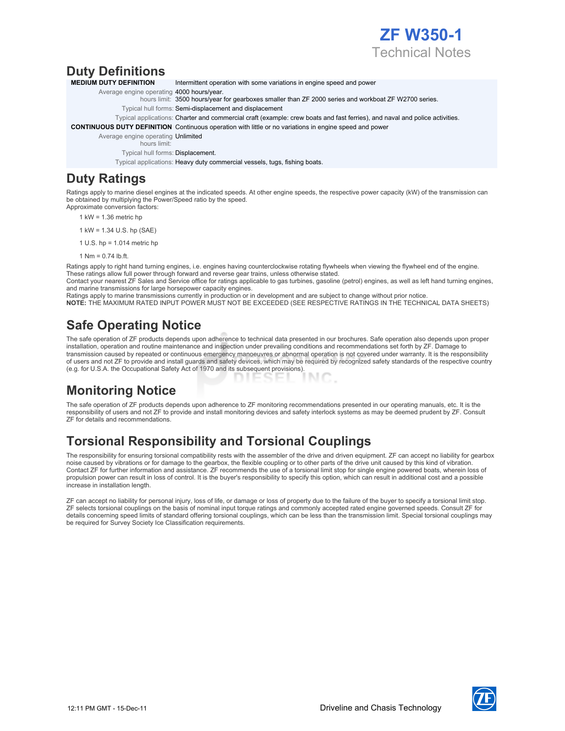# ZF W350-1

## Technical Notes

## Duty Definitions

| | |
|---|---|
| **MEDIUM DUTY DEFINITION** | Intermittent operation with some variations in engine speed and power |
| Average engine operating hours limit: | 4000 hours/year. 3500 hours/year for gearboxes smaller than ZF 2000 series and workboat ZF W2700 series. |
| Typical hull forms: | Semi-displacement and displacement |
| Typical applications: | Charter and commercial craft (example: crew boats and fast ferries), and naval and police activities. |
| **CONTINUOUS DUTY DEFINITION** | Continuous operation with little or no variations in engine speed and power |
| Average engine operating hours limit: | Unlimited |
| Typical hull forms: | Displacement. |
| Typical applications: | Heavy duty commercial vessels, tugs, fishing boats. |

## Duty Ratings

Ratings apply to marine diesel engines at the indicated speeds. At other engine speeds, the respective power capacity (kW) of the transmission can be obtained by multiplying the Power/Speed ratio by the speed.
Approximate conversion factors:

1 kW = 1.36 metric hp

1 kW = 1.34 U.S. hp (SAE)

1 U.S. hp = 1.014 metric hp

1 Nm = 0.74 lb.ft.

Ratings apply to right hand turning engines, i.e. engines having counterclockwise rotating flywheels when viewing the flywheel end of the engine. These ratings allow full power through forward and reverse gear trains, unless otherwise stated.
Contact your nearest ZF Sales and Service office for ratings applicable to gas turbines, gasoline (petrol) engines, as well as left hand turning engines, and marine transmissions for large horsepower capacity engines.
Ratings apply to marine transmissions currently in production or in development and are subject to change without prior notice.
**NOTE:** THE MAXIMUM RATED INPUT POWER MUST NOT BE EXCEEDED (SEE RESPECTIVE RATINGS IN THE TECHNICAL DATA SHEETS)

## Safe Operating Notice

The safe operation of ZF products depends upon adherence to technical data presented in our brochures. Safe operation also depends upon proper installation, operation and routine maintenance and inspection under prevailing conditions and recommendations set forth by ZF. Damage to transmission caused by repeated or continuous emergency manoeuvres or abnormal operation is not covered under warranty. It is the responsibility of users and not ZF to provide and install guards and safety devices, which may be required by recognized safety standards of the respective country (e.g. for U.S.A. the Occupational Safety Act of 1970 and its subsequent provisions).

## Monitoring Notice

The safe operation of ZF products depends upon adherence to ZF monitoring recommendations presented in our operating manuals, etc. It is the responsibility of users and not ZF to provide and install monitoring devices and safety interlock systems as may be deemed prudent by ZF. Consult ZF for details and recommendations.

## Torsional Responsibility and Torsional Couplings

The responsibility for ensuring torsional compatibility rests with the assembler of the drive and driven equipment. ZF can accept no liability for gearbox noise caused by vibrations or for damage to the gearbox, the flexible coupling or to other parts of the drive unit caused by this kind of vibration. Contact ZF for further information and assistance. ZF recommends the use of a torsional limit stop for single engine powered boats, wherein loss of propulsion power can result in loss of control. It is the buyer's responsibility to specify this option, which can result in additional cost and a possible increase in installation length.

ZF can accept no liability for personal injury, loss of life, or damage or loss of property due to the failure of the buyer to specify a torsional limit stop. ZF selects torsional couplings on the basis of nominal input torque ratings and commonly accepted rated engine governed speeds. Consult ZF for details concerning speed limits of standard offering torsional couplings, which can be less than the transmission limit. Special torsional couplings may be required for Survey Society Ice Classification requirements.

12:11 PM GMT - 15-Dec-11

Driveline and Chasis Technology